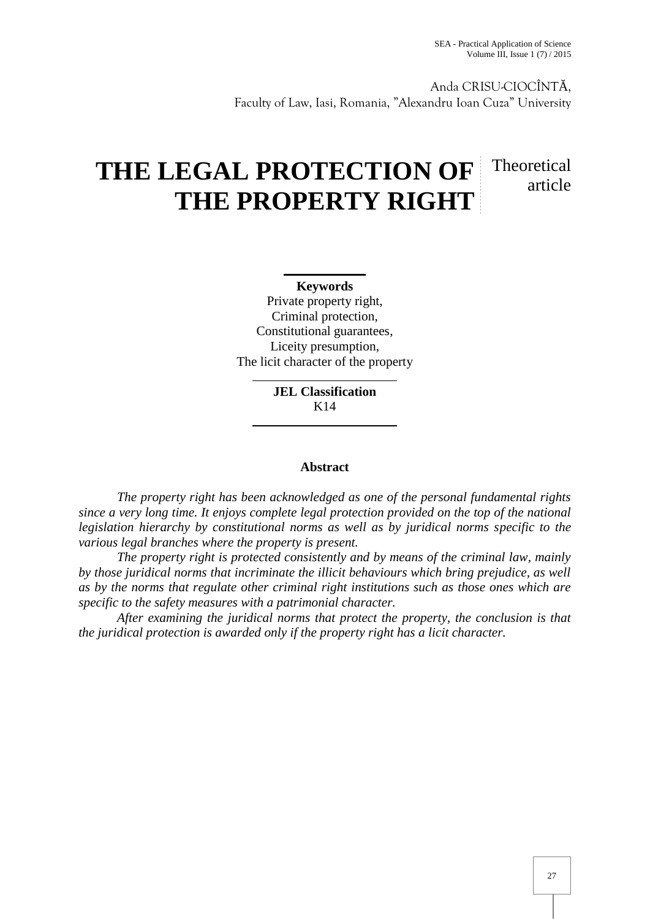Anda CRISU-CIOCÎNTĂ,
Faculty of Law, Iasi, Romania, "Alexandru Ioan Cuza" University

# THE LEGAL PROTECTION OF THE PROPERTY RIGHT

Theoretical article

**Keywords**
Private property right,
Criminal protection,
Constitutional guarantees,
Liceity presumption,
The licit character of the property

**JEL Classification**
K14

**Abstract**

*The property right has been acknowledged as one of the personal fundamental rights since a very long time. It enjoys complete legal protection provided on the top of the national legislation hierarchy by constitutional norms as well as by juridical norms specific to the various legal branches where the property is present.*

*The property right is protected consistently and by means of the criminal law, mainly by those juridical norms that incriminate the illicit behaviours which bring prejudice, as well as by the norms that regulate other criminal right institutions such as those ones which are specific to the safety measures with a patrimonial character.*

*After examining the juridical norms that protect the property, the conclusion is that the juridical protection is awarded only if the property right has a licit character.*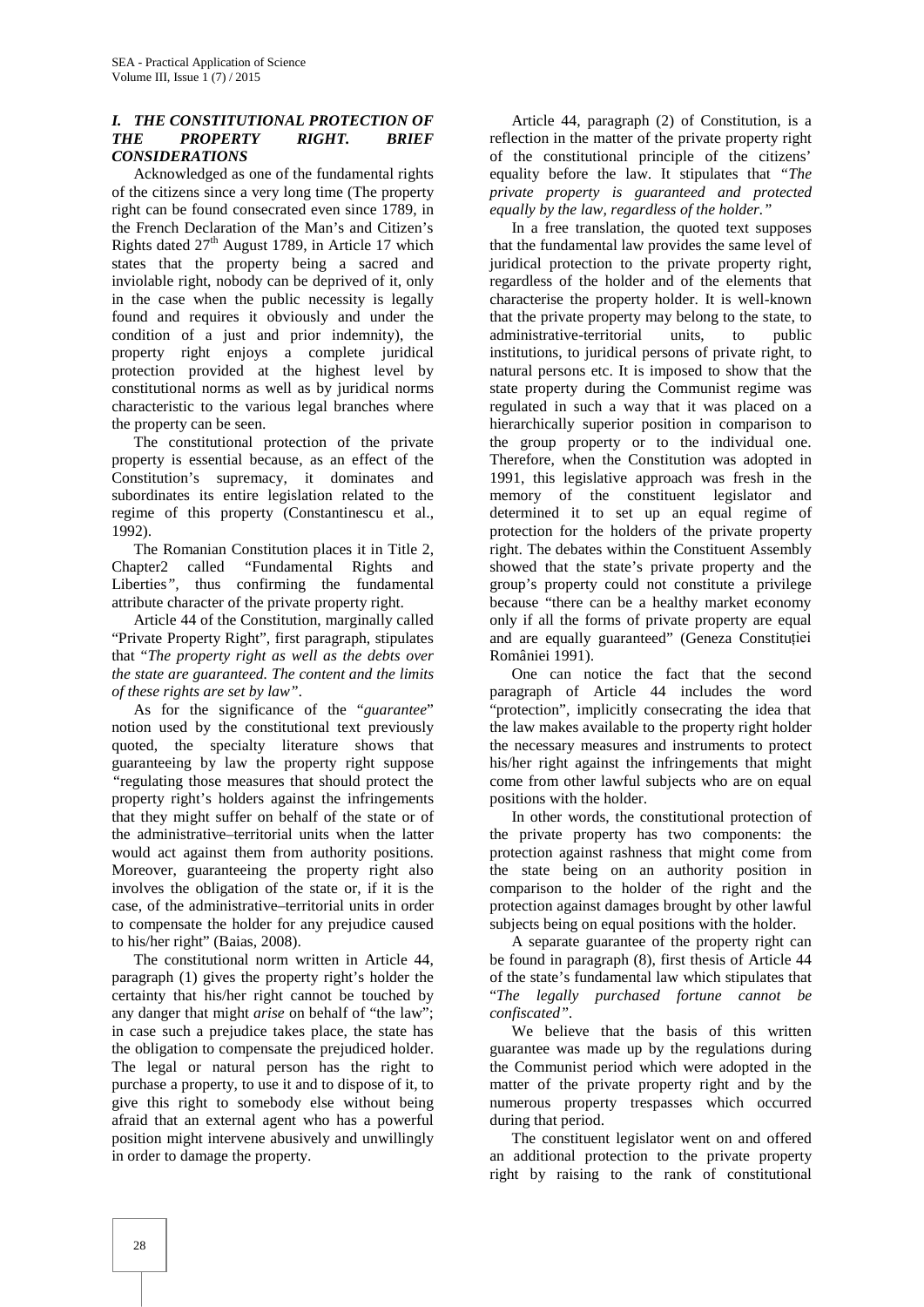## *I. THE CONSTITUTIONAL PROTECTION OF THE PROPERTY RIGHT. BRIEF CONSIDERATIONS*

Acknowledged as one of the fundamental rights of the citizens since a very long time (The property right can be found consecrated even since 1789, in the French Declaration of the Man's and Citizen's Rights dated 27th August 1789, in Article 17 which states that the property being a sacred and inviolable right, nobody can be deprived of it, only in the case when the public necessity is legally found and requires it obviously and under the condition of a just and prior indemnity), the property right enjoys a complete juridical protection provided at the highest level by constitutional norms as well as by juridical norms characteristic to the various legal branches where the property can be seen.

The constitutional protection of the private property is essential because, as an effect of the Constitution's supremacy, it dominates and subordinates its entire legislation related to the regime of this property (Constantinescu et al., 1992).

The Romanian Constitution places it in Title 2, Chapter2 called "Fundamental Rights and Liberties*"*, thus confirming the fundamental attribute character of the private property right.

Article 44 of the Constitution, marginally called "Private Property Right", first paragraph, stipulates that "*The property right as well as the debts over the state are guaranteed. The content and the limits of these rights are set by law"*.

As for the significance of the "*guarantee*" notion used by the constitutional text previously quoted, the specialty literature shows that guaranteeing by law the property right suppose "regulating those measures that should protect the property right's holders against the infringements that they might suffer on behalf of the state or of the administrative–territorial units when the latter would act against them from authority positions. Moreover, guaranteeing the property right also involves the obligation of the state or, if it is the case, of the administrative–territorial units in order to compensate the holder for any prejudice caused to his/her right" (Baias, 2008).

The constitutional norm written in Article 44, paragraph (1) gives the property right's holder the certainty that his/her right cannot be touched by any danger that might *arise* on behalf of "the law"; in case such a prejudice takes place, the state has the obligation to compensate the prejudiced holder. The legal or natural person has the right to purchase a property, to use it and to dispose of it, to give this right to somebody else without being afraid that an external agent who has a powerful position might intervene abusively and unwillingly in order to damage the property.

Article 44, paragraph (2) of Constitution, is a reflection in the matter of the private property right of the constitutional principle of the citizens' equality before the law. It stipulates that *"The private property is guaranteed and protected equally by the law, regardless of the holder."*

In a free translation, the quoted text supposes that the fundamental law provides the same level of juridical protection to the private property right, regardless of the holder and of the elements that characterise the property holder. It is well-known that the private property may belong to the state, to administrative-territorial units, to public institutions, to juridical persons of private right, to natural persons etc. It is imposed to show that the state property during the Communist regime was regulated in such a way that it was placed on a hierarchically superior position in comparison to the group property or to the individual one. Therefore, when the Constitution was adopted in 1991, this legislative approach was fresh in the memory of the constituent legislator and determined it to set up an equal regime of protection for the holders of the private property right. The debates within the Constituent Assembly showed that the state's private property and the group's property could not constitute a privilege because "there can be a healthy market economy only if all the forms of private property are equal and are equally guaranteed" (Geneza Constituției României 1991).

One can notice the fact that the second paragraph of Article 44 includes the word "protection", implicitly consecrating the idea that the law makes available to the property right holder the necessary measures and instruments to protect his/her right against the infringements that might come from other lawful subjects who are on equal positions with the holder.

In other words, the constitutional protection of the private property has two components: the protection against rashness that might come from the state being on an authority position in comparison to the holder of the right and the protection against damages brought by other lawful subjects being on equal positions with the holder.

A separate guarantee of the property right can be found in paragraph (8), first thesis of Article 44 of the state's fundamental law which stipulates that "*The legally purchased fortune cannot be confiscated"*.

We believe that the basis of this written guarantee was made up by the regulations during the Communist period which were adopted in the matter of the private property right and by the numerous property trespasses which occurred during that period.

The constituent legislator went on and offered an additional protection to the private property right by raising to the rank of constitutional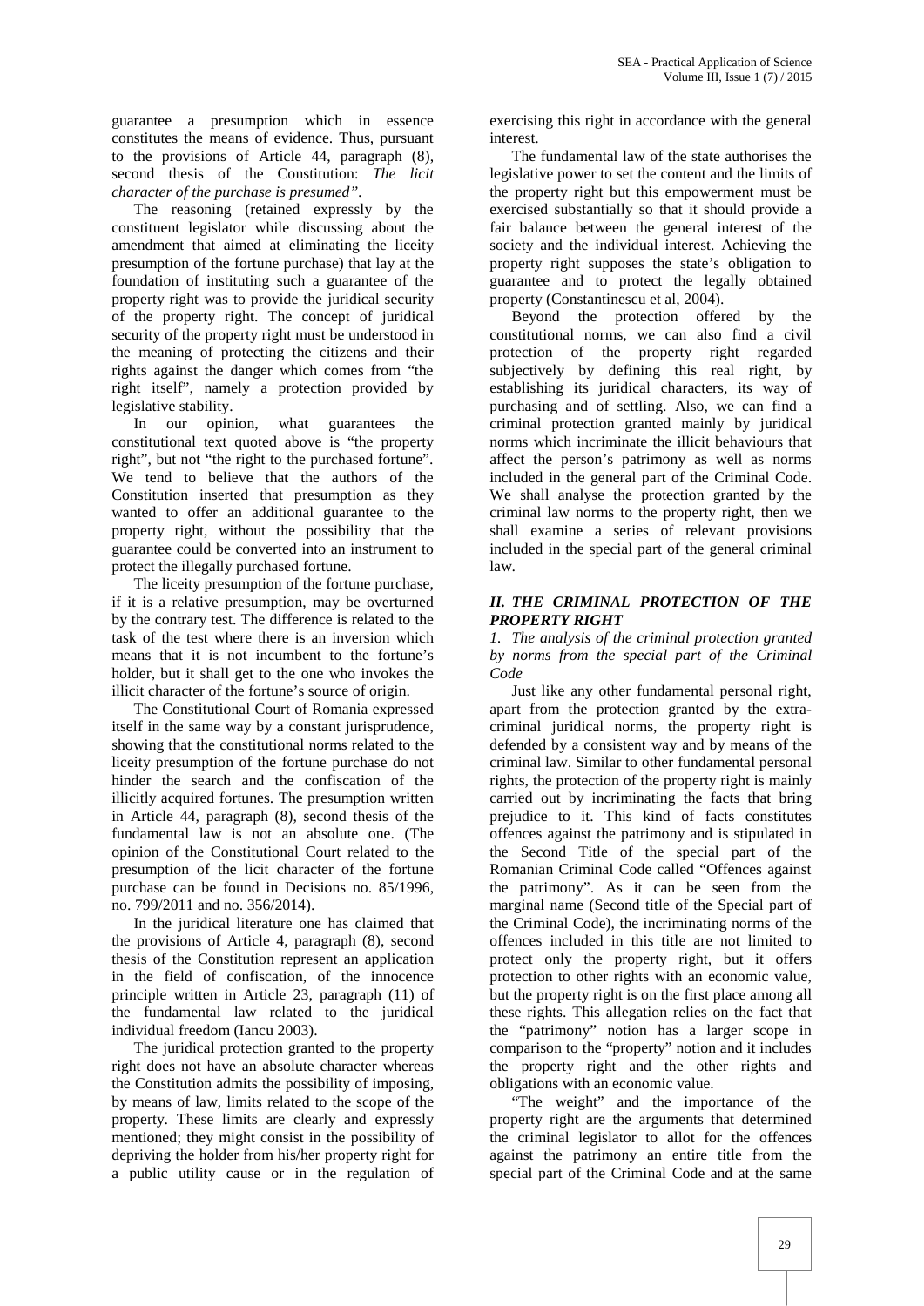guarantee a presumption which in essence constitutes the means of evidence. Thus, pursuant to the provisions of Article 44, paragraph (8), second thesis of the Constitution: *The licit character of the purchase is presumed"*.

The reasoning (retained expressly by the constituent legislator while discussing about the amendment that aimed at eliminating the liceity presumption of the fortune purchase) that lay at the foundation of instituting such a guarantee of the property right was to provide the juridical security of the property right. The concept of juridical security of the property right must be understood in the meaning of protecting the citizens and their rights against the danger which comes from "the right itself", namely a protection provided by legislative stability.

In our opinion, what guarantees the constitutional text quoted above is "the property right", but not "the right to the purchased fortune". We tend to believe that the authors of the Constitution inserted that presumption as they wanted to offer an additional guarantee to the property right, without the possibility that the guarantee could be converted into an instrument to protect the illegally purchased fortune.

The liceity presumption of the fortune purchase, if it is a relative presumption, may be overturned by the contrary test. The difference is related to the task of the test where there is an inversion which means that it is not incumbent to the fortune's holder, but it shall get to the one who invokes the illicit character of the fortune's source of origin.

The Constitutional Court of Romania expressed itself in the same way by a constant jurisprudence, showing that the constitutional norms related to the liceity presumption of the fortune purchase do not hinder the search and the confiscation of the illicitly acquired fortunes. The presumption written in Article 44, paragraph (8), second thesis of the fundamental law is not an absolute one. (The opinion of the Constitutional Court related to the presumption of the licit character of the fortune purchase can be found in Decisions no. 85/1996, no. 799/2011 and no. 356/2014).

In the juridical literature one has claimed that the provisions of Article 4, paragraph (8), second thesis of the Constitution represent an application in the field of confiscation, of the innocence principle written in Article 23, paragraph (11) of the fundamental law related to the juridical individual freedom (Iancu 2003).

The juridical protection granted to the property right does not have an absolute character whereas the Constitution admits the possibility of imposing, by means of law, limits related to the scope of the property. These limits are clearly and expressly mentioned; they might consist in the possibility of depriving the holder from his/her property right for a public utility cause or in the regulation of exercising this right in accordance with the general interest.

The fundamental law of the state authorises the legislative power to set the content and the limits of the property right but this empowerment must be exercised substantially so that it should provide a fair balance between the general interest of the society and the individual interest. Achieving the property right supposes the state's obligation to guarantee and to protect the legally obtained property (Constantinescu et al, 2004).

Beyond the protection offered by the constitutional norms, we can also find a civil protection of the property right regarded subjectively by defining this real right, by establishing its juridical characters, its way of purchasing and of settling. Also, we can find a criminal protection granted mainly by juridical norms which incriminate the illicit behaviours that affect the person's patrimony as well as norms included in the general part of the Criminal Code. We shall analyse the protection granted by the criminal law norms to the property right, then we shall examine a series of relevant provisions included in the special part of the general criminal law.

## *II. THE CRIMINAL PROTECTION OF THE PROPERTY RIGHT*

### *1. The analysis of the criminal protection granted by norms from the special part of the Criminal Code*

Just like any other fundamental personal right, apart from the protection granted by the extra-criminal juridical norms, the property right is defended by a consistent way and by means of the criminal law. Similar to other fundamental personal rights, the protection of the property right is mainly carried out by incriminating the facts that bring prejudice to it. This kind of facts constitutes offences against the patrimony and is stipulated in the Second Title of the special part of the Romanian Criminal Code called "Offences against the patrimony". As it can be seen from the marginal name (Second title of the Special part of the Criminal Code), the incriminating norms of the offences included in this title are not limited to protect only the property right, but it offers protection to other rights with an economic value, but the property right is on the first place among all these rights. This allegation relies on the fact that the "patrimony" notion has a larger scope in comparison to the "property" notion and it includes the property right and the other rights and obligations with an economic value.

"The weight" and the importance of the property right are the arguments that determined the criminal legislator to allot for the offences against the patrimony an entire title from the special part of the Criminal Code and at the same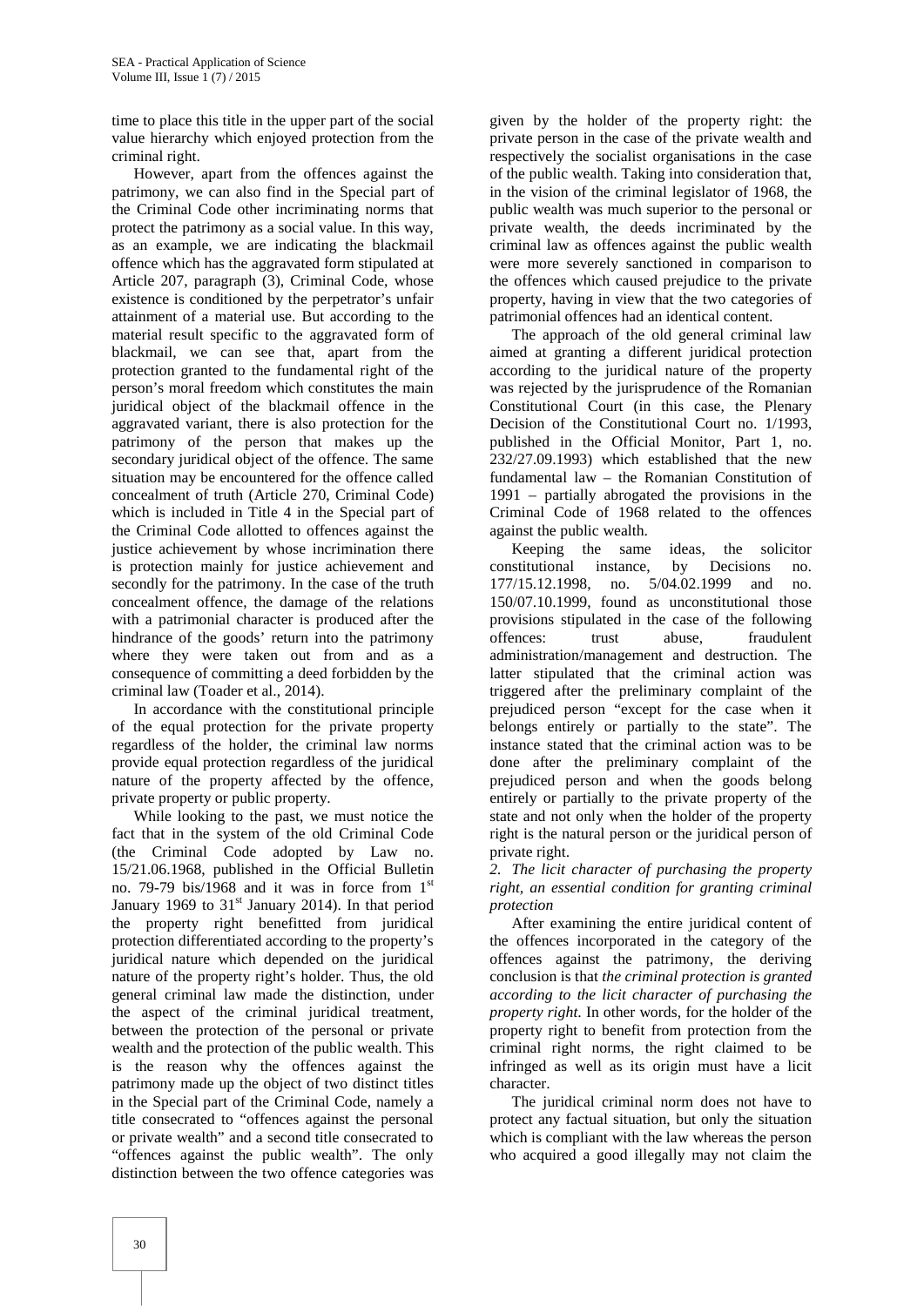time to place this title in the upper part of the social value hierarchy which enjoyed protection from the criminal right.

However, apart from the offences against the patrimony, we can also find in the Special part of the Criminal Code other incriminating norms that protect the patrimony as a social value. In this way, as an example, we are indicating the blackmail offence which has the aggravated form stipulated at Article 207, paragraph (3), Criminal Code, whose existence is conditioned by the perpetrator's unfair attainment of a material use. But according to the material result specific to the aggravated form of blackmail, we can see that, apart from the protection granted to the fundamental right of the person's moral freedom which constitutes the main juridical object of the blackmail offence in the aggravated variant, there is also protection for the patrimony of the person that makes up the secondary juridical object of the offence. The same situation may be encountered for the offence called concealment of truth (Article 270, Criminal Code) which is included in Title 4 in the Special part of the Criminal Code allotted to offences against the justice achievement by whose incrimination there is protection mainly for justice achievement and secondly for the patrimony. In the case of the truth concealment offence, the damage of the relations with a patrimonial character is produced after the hindrance of the goods' return into the patrimony where they were taken out from and as a consequence of committing a deed forbidden by the criminal law (Toader et al., 2014).

In accordance with the constitutional principle of the equal protection for the private property regardless of the holder, the criminal law norms provide equal protection regardless of the juridical nature of the property affected by the offence, private property or public property.

While looking to the past, we must notice the fact that in the system of the old Criminal Code (the Criminal Code adopted by Law no. 15/21.06.1968, published in the Official Bulletin no. 79-79 bis/1968 and it was in force from 1st January 1969 to 31st January 2014). In that period the property right benefitted from juridical protection differentiated according to the property's juridical nature which depended on the juridical nature of the property right's holder. Thus, the old general criminal law made the distinction, under the aspect of the criminal juridical treatment, between the protection of the personal or private wealth and the protection of the public wealth. This is the reason why the offences against the patrimony made up the object of two distinct titles in the Special part of the Criminal Code, namely a title consecrated to "offences against the personal or private wealth" and a second title consecrated to "offences against the public wealth". The only distinction between the two offence categories was given by the holder of the property right: the private person in the case of the private wealth and respectively the socialist organisations in the case of the public wealth. Taking into consideration that, in the vision of the criminal legislator of 1968, the public wealth was much superior to the personal or private wealth, the deeds incriminated by the criminal law as offences against the public wealth were more severely sanctioned in comparison to the offences which caused prejudice to the private property, having in view that the two categories of patrimonial offences had an identical content.

The approach of the old general criminal law aimed at granting a different juridical protection according to the juridical nature of the property was rejected by the jurisprudence of the Romanian Constitutional Court (in this case, the Plenary Decision of the Constitutional Court no. 1/1993, published in the Official Monitor, Part 1, no. 232/27.09.1993) which established that the new fundamental law – the Romanian Constitution of 1991 – partially abrogated the provisions in the Criminal Code of 1968 related to the offences against the public wealth.

Keeping the same ideas, the solicitor constitutional instance, by Decisions no. 177/15.12.1998, no. 5/04.02.1999 and no. 150/07.10.1999, found as unconstitutional those provisions stipulated in the case of the following offences: trust abuse, fraudulent administration/management and destruction. The latter stipulated that the criminal action was triggered after the preliminary complaint of the prejudiced person "except for the case when it belongs entirely or partially to the state". The instance stated that the criminal action was to be done after the preliminary complaint of the prejudiced person and when the goods belong entirely or partially to the private property of the state and not only when the holder of the property right is the natural person or the juridical person of private right.

### *2. The licit character of purchasing the property right, an essential condition for granting criminal protection*

After examining the entire juridical content of the offences incorporated in the category of the offences against the patrimony, the deriving conclusion is that *the criminal protection is granted according to the licit character of purchasing the property right*. In other words, for the holder of the property right to benefit from protection from the criminal right norms, the right claimed to be infringed as well as its origin must have a licit character.

The juridical criminal norm does not have to protect any factual situation, but only the situation which is compliant with the law whereas the person who acquired a good illegally may not claim the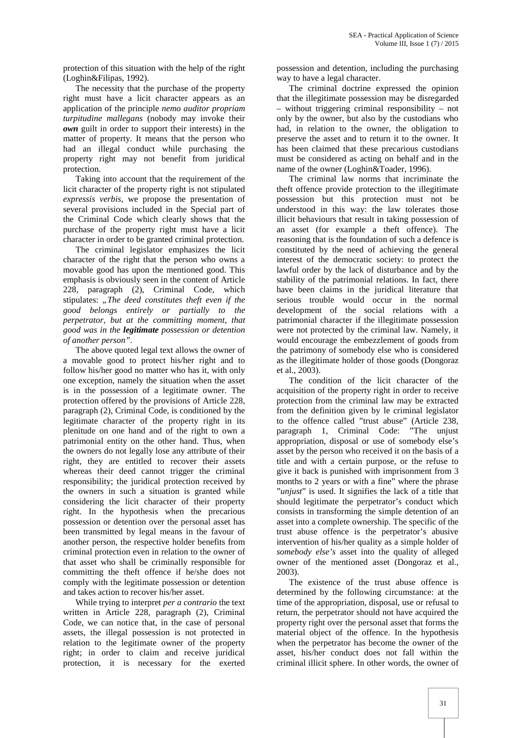protection of this situation with the help of the right (Loghin&Filipas, 1992).

The necessity that the purchase of the property right must have a licit character appears as an application of the principle *nemo auditor propriam turpitudine mallegans* (nobody may invoke their ***own*** guilt in order to support their interests) in the matter of property. It means that the person who had an illegal conduct while purchasing the property right may not benefit from juridical protection.

Taking into account that the requirement of the licit character of the property right is not stipulated *expressis verbis*, we propose the presentation of several provisions included in the Special part of the Criminal Code which clearly shows that the purchase of the property right must have a licit character in order to be granted criminal protection.

The criminal legislator emphasizes the licit character of the right that the person who owns a movable good has upon the mentioned good. This emphasis is obviously seen in the content of Article 228, paragraph (2), Criminal Code, which stipulates: *„The deed constitutes theft even if the good belongs entirely or partially to the perpetrator, but at the committing moment, that good was in the **legitimate** possession or detention of another person".*

The above quoted legal text allows the owner of a movable good to protect his/her right and to follow his/her good no matter who has it, with only one exception, namely the situation when the asset is in the possession of a legitimate owner. The protection offered by the provisions of Article 228, paragraph (2), Criminal Code, is conditioned by the legitimate character of the property right in its plenitude on one hand and of the right to own a patrimonial entity on the other hand. Thus, when the owners do not legally lose any attribute of their right, they are entitled to recover their assets whereas their deed cannot trigger the criminal responsibility; the juridical protection received by the owners in such a situation is granted while considering the licit character of their property right. In the hypothesis when the precarious possession or detention over the personal asset has been transmitted by legal means in the favour of another person, the respective holder benefits from criminal protection even in relation to the owner of that asset who shall be criminally responsible for committing the theft offence if he/she does not comply with the legitimate possession or detention and takes action to recover his/her asset.

While trying to interpret *per a contrario* the text written in Article 228, paragraph (2), Criminal Code, we can notice that, in the case of personal assets, the illegal possession is not protected in relation to the legitimate owner of the property right; in order to claim and receive juridical protection, it is necessary for the exerted possession and detention, including the purchasing way to have a legal character.

The criminal doctrine expressed the opinion that the illegitimate possession may be disregarded – without triggering criminal responsibility – not only by the owner, but also by the custodians who had, in relation to the owner, the obligation to preserve the asset and to return it to the owner. It has been claimed that these precarious custodians must be considered as acting on behalf and in the name of the owner (Loghin&Toader, 1996).

The criminal law norms that incriminate the theft offence provide protection to the illegitimate possession but this protection must not be understood in this way: the law tolerates those illicit behaviours that result in taking possession of an asset (for example a theft offence). The reasoning that is the foundation of such a defence is constituted by the need of achieving the general interest of the democratic society: to protect the lawful order by the lack of disturbance and by the stability of the patrimonial relations. In fact, there have been claims in the juridical literature that serious trouble would occur in the normal development of the social relations with a patrimonial character if the illegitimate possession were not protected by the criminal law. Namely, it would encourage the embezzlement of goods from the patrimony of somebody else who is considered as the illegitimate holder of those goods (Dongoraz et al., 2003).

The condition of the licit character of the acquisition of the property right in order to receive protection from the criminal law may be extracted from the definition given by le criminal legislator to the offence called "trust abuse" (Article 238, paragraph 1, Criminal Code: "The unjust appropriation, disposal or use of somebody else's asset by the person who received it on the basis of a title and with a certain purpose, or the refuse to give it back is punished with imprisonment from 3 months to 2 years or with a fine" where the phrase "*unjust*" is used. It signifies the lack of a title that should legitimate the perpetrator's conduct which consists in transforming the simple detention of an asset into a complete ownership. The specific of the trust abuse offence is the perpetrator's abusive intervention of his/her quality as a simple holder of *somebody else's* asset into the quality of alleged owner of the mentioned asset (Dongoraz et al., 2003).

The existence of the trust abuse offence is determined by the following circumstance: at the time of the appropriation, disposal, use or refusal to return, the perpetrator should not have acquired the property right over the personal asset that forms the material object of the offence. In the hypothesis when the perpetrator has become the owner of the asset, his/her conduct does not fall within the criminal illicit sphere. In other words, the owner of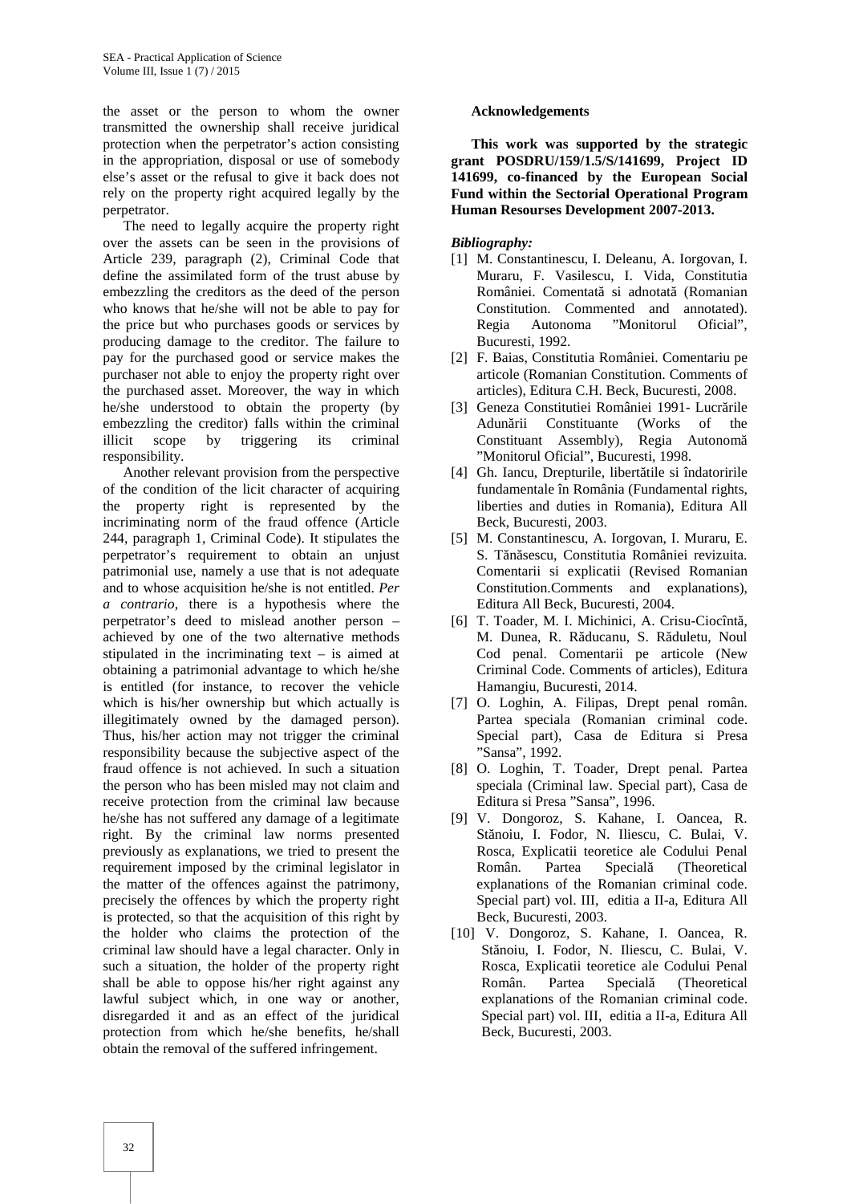the asset or the person to whom the owner transmitted the ownership shall receive juridical protection when the perpetrator's action consisting in the appropriation, disposal or use of somebody else's asset or the refusal to give it back does not rely on the property right acquired legally by the perpetrator.

The need to legally acquire the property right over the assets can be seen in the provisions of Article 239, paragraph (2), Criminal Code that define the assimilated form of the trust abuse by embezzling the creditors as the deed of the person who knows that he/she will not be able to pay for the price but who purchases goods or services by producing damage to the creditor. The failure to pay for the purchased good or service makes the purchaser not able to enjoy the property right over the purchased asset. Moreover, the way in which he/she understood to obtain the property (by embezzling the creditor) falls within the criminal illicit scope by triggering its criminal responsibility.

Another relevant provision from the perspective of the condition of the licit character of acquiring the property right is represented by the incriminating norm of the fraud offence (Article 244, paragraph 1, Criminal Code). It stipulates the perpetrator's requirement to obtain an unjust patrimonial use, namely a use that is not adequate and to whose acquisition he/she is not entitled. *Per a contrario*, there is a hypothesis where the perpetrator's deed to mislead another person – achieved by one of the two alternative methods stipulated in the incriminating text – is aimed at obtaining a patrimonial advantage to which he/she is entitled (for instance, to recover the vehicle which is his/her ownership but which actually is illegitimately owned by the damaged person). Thus, his/her action may not trigger the criminal responsibility because the subjective aspect of the fraud offence is not achieved. In such a situation the person who has been misled may not claim and receive protection from the criminal law because he/she has not suffered any damage of a legitimate right. By the criminal law norms presented previously as explanations, we tried to present the requirement imposed by the criminal legislator in the matter of the offences against the patrimony, precisely the offences by which the property right is protected, so that the acquisition of this right by the holder who claims the protection of the criminal law should have a legal character. Only in such a situation, the holder of the property right shall be able to oppose his/her right against any lawful subject which, in one way or another, disregarded it and as an effect of the juridical protection from which he/she benefits, he/shall obtain the removal of the suffered infringement.

**Acknowledgements**

**This work was supported by the strategic grant POSDRU/159/1.5/S/141699, Project ID 141699, co-financed by the European Social Fund within the Sectorial Operational Program Human Resourses Development 2007-2013.**

***Bibliography:***

[1] M. Constantinescu, I. Deleanu, A. Iorgovan, I. Muraru, F. Vasilescu, I. Vida, Constitutia României. Comentată si adnotată (Romanian Constitution. Commented and annotated). Regia Autonoma "Monitorul Oficial", Bucuresti, 1992.

[2] F. Baias, Constitutia României. Comentariu pe articole (Romanian Constitution. Comments of articles), Editura C.H. Beck, Bucuresti, 2008.

[3] Geneza Constitutiei României 1991- Lucrările Adunării Constituante (Works of the Constituant Assembly), Regia Autonomă "Monitorul Oficial", Bucuresti, 1998.

[4] Gh. Iancu, Drepturile, libertătile si îndatoririle fundamentale în România (Fundamental rights, liberties and duties in Romania), Editura All Beck, Bucuresti, 2003.

[5] M. Constantinescu, A. Iorgovan, I. Muraru, E. S. Tănăsescu, Constitutia României revizuita. Comentarii si explicatii (Revised Romanian Constitution.Comments and explanations), Editura All Beck, Bucuresti, 2004.

[6] T. Toader, M. I. Michinici, A. Crisu-Ciocîntă, M. Dunea, R. Răducanu, S. Răduletu, Noul Cod penal. Comentarii pe articole (New Criminal Code. Comments of articles), Editura Hamangiu, Bucuresti, 2014.

[7] O. Loghin, A. Filipas, Drept penal român. Partea speciala (Romanian criminal code. Special part), Casa de Editura si Presa "Sansa", 1992.

[8] O. Loghin, T. Toader, Drept penal. Partea speciala (Criminal law. Special part), Casa de Editura si Presa "Sansa", 1996.

[9] V. Dongoroz, S. Kahane, I. Oancea, R. Stănoiu, I. Fodor, N. Iliescu, C. Bulai, V. Rosca, Explicatii teoretice ale Codului Penal Român. Partea Specială (Theoretical explanations of the Romanian criminal code. Special part) vol. III, editia a II-a, Editura All Beck, Bucuresti, 2003.

[10] V. Dongoroz, S. Kahane, I. Oancea, R. Stănoiu, I. Fodor, N. Iliescu, C. Bulai, V. Rosca, Explicatii teoretice ale Codului Penal Român. Partea Specială (Theoretical explanations of the Romanian criminal code. Special part) vol. III, editia a II-a, Editura All Beck, Bucuresti, 2003.